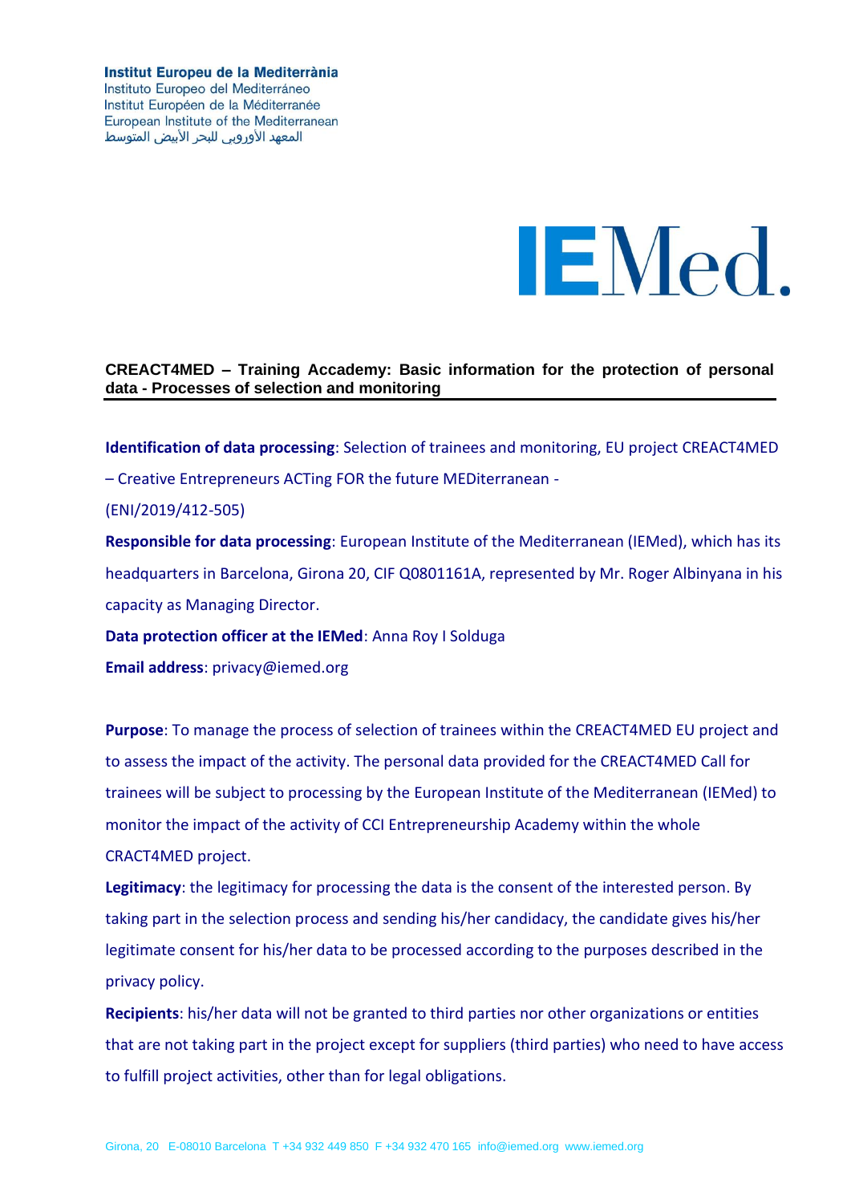**Institut Europeu de la Mediterrània**
Instituto Europeo del Mediterráneo
Institut Européen de la Méditerranée
European Institute of the Mediterranean
المعهد الأوروبي للبحر الأبيض المتوسط

IEMed.

## CREACT4MED – Training Accademy: Basic information for the protection of personal data - Processes of selection and monitoring

**Identification of data processing**: Selection of trainees and monitoring, EU project CREACT4MED – Creative Entrepreneurs ACTing FOR the future MEDiterranean - (ENI/2019/412-505)

**Responsible for data processing**: European Institute of the Mediterranean (IEMed), which has its headquarters in Barcelona, Girona 20, CIF Q0801161A, represented by Mr. Roger Albinyana in his capacity as Managing Director.

**Data protection officer at the IEMed**: Anna Roy I Solduga

**Email address**: privacy@iemed.org

**Purpose**: To manage the process of selection of trainees within the CREACT4MED EU project and to assess the impact of the activity. The personal data provided for the CREACT4MED Call for trainees will be subject to processing by the European Institute of the Mediterranean (IEMed) to monitor the impact of the activity of CCI Entrepreneurship Academy within the whole CRACT4MED project.

**Legitimacy**: the legitimacy for processing the data is the consent of the interested person. By taking part in the selection process and sending his/her candidacy, the candidate gives his/her legitimate consent for his/her data to be processed according to the purposes described in the privacy policy.

**Recipients**: his/her data will not be granted to third parties nor other organizations or entities that are not taking part in the project except for suppliers (third parties) who need to have access to fulfill project activities, other than for legal obligations.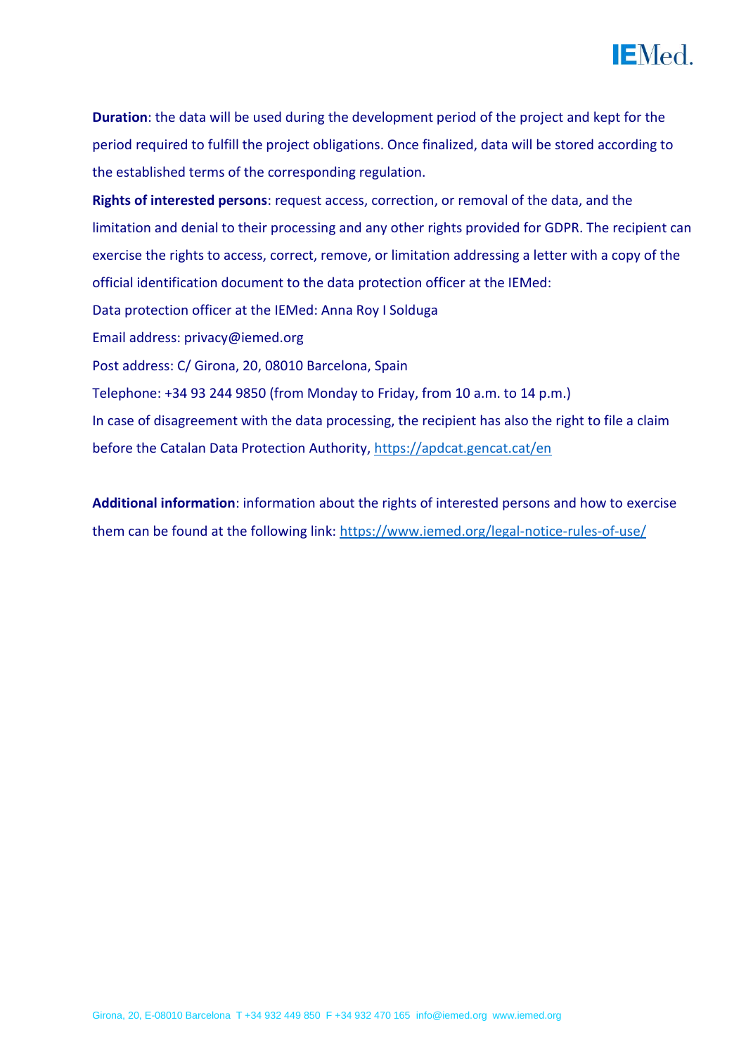**Duration**: the data will be used during the development period of the project and kept for the period required to fulfill the project obligations. Once finalized, data will be stored according to the established terms of the corresponding regulation.

**Rights of interested persons**: request access, correction, or removal of the data, and the limitation and denial to their processing and any other rights provided for GDPR. The recipient can exercise the rights to access, correct, remove, or limitation addressing a letter with a copy of the official identification document to the data protection officer at the IEMed:

Data protection officer at the IEMed: Anna Roy I Solduga

Email address: privacy@iemed.org

Post address: C/ Girona, 20, 08010 Barcelona, Spain

Telephone: +34 93 244 9850 (from Monday to Friday, from 10 a.m. to 14 p.m.)

In case of disagreement with the data processing, the recipient has also the right to file a claim before the Catalan Data Protection Authority, https://apdcat.gencat.cat/en

**Additional information**: information about the rights of interested persons and how to exercise them can be found at the following link: https://www.iemed.org/legal-notice-rules-of-use/